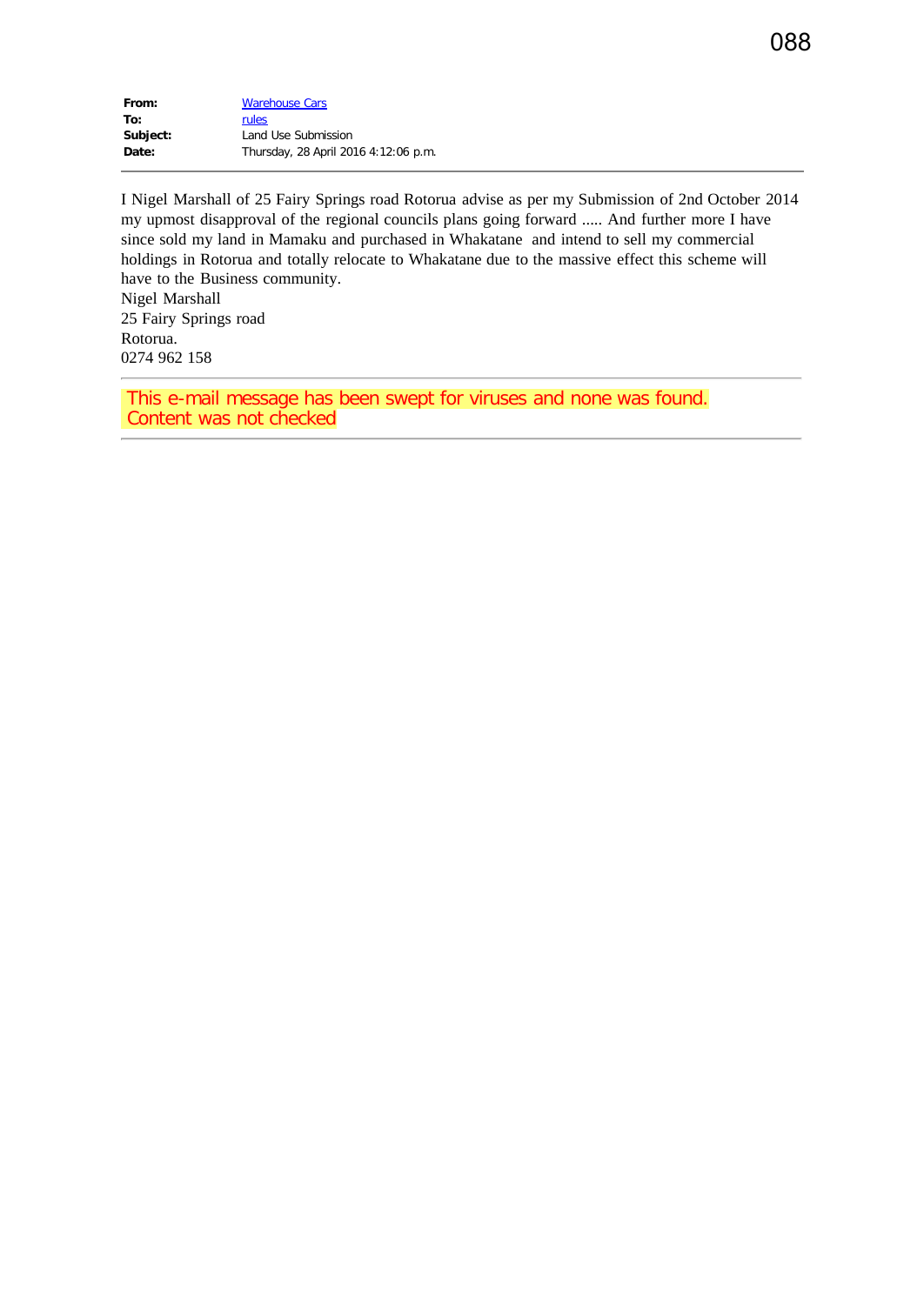**From:** Warehouse Cars
**To:** rules
**Subject:** Land Use Submission
**Date:** Thursday, 28 April 2016 4:12:06 p.m.

---

I Nigel Marshall of 25 Fairy Springs road Rotorua advise as per my Submission of 2nd October 2014 my upmost disapproval of the regional councils plans going forward ..... And further more I have since sold my land in Mamaku and purchased in Whakatane and intend to sell my commercial holdings in Rotorua and totally relocate to Whakatane due to the massive effect this scheme will have to the Business community.

Nigel Marshall
25 Fairy Springs road
Rotorua.
0274 962 158

---

This e-mail message has been swept for viruses and none was found.
Content was not checked

---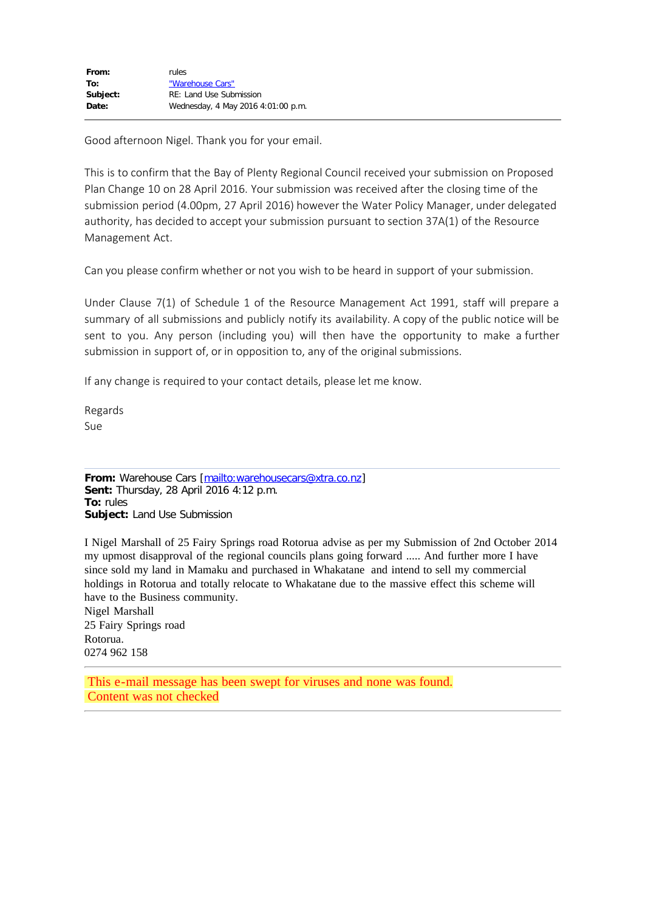| | |
|---|---|
| **From:** | rules |
| **To:** | "Warehouse Cars" |
| **Subject:** | RE: Land Use Submission |
| **Date:** | Wednesday, 4 May 2016 4:01:00 p.m. |

---

Good afternoon Nigel. Thank you for your email.

This is to confirm that the Bay of Plenty Regional Council received your submission on Proposed Plan Change 10 on 28 April 2016. Your submission was received after the closing time of the submission period (4.00pm, 27 April 2016) however the Water Policy Manager, under delegated authority, has decided to accept your submission pursuant to section 37A(1) of the Resource Management Act.

Can you please confirm whether or not you wish to be heard in support of your submission.

Under Clause 7(1) of Schedule 1 of the Resource Management Act 1991, staff will prepare a summary of all submissions and publicly notify its availability. A copy of the public notice will be sent to you. Any person (including you) will then have the opportunity to make a further submission in support of, or in opposition to, any of the original submissions.

If any change is required to your contact details, please let me know.

Regards
Sue

---

**From:** Warehouse Cars [mailto:warehousecars@xtra.co.nz]
**Sent:** Thursday, 28 April 2016 4:12 p.m.
**To:** rules
**Subject:** Land Use Submission

I Nigel Marshall of 25 Fairy Springs road Rotorua advise as per my Submission of 2nd October 2014 my upmost disapproval of the regional councils plans going forward ..... And further more I have since sold my land in Mamaku and purchased in Whakatane and intend to sell my commercial holdings in Rotorua and totally relocate to Whakatane due to the massive effect this scheme will have to the Business community.
Nigel Marshall
25 Fairy Springs road
Rotorua.
0274 962 158

---

This e-mail message has been swept for viruses and none was found.
Content was not checked

---